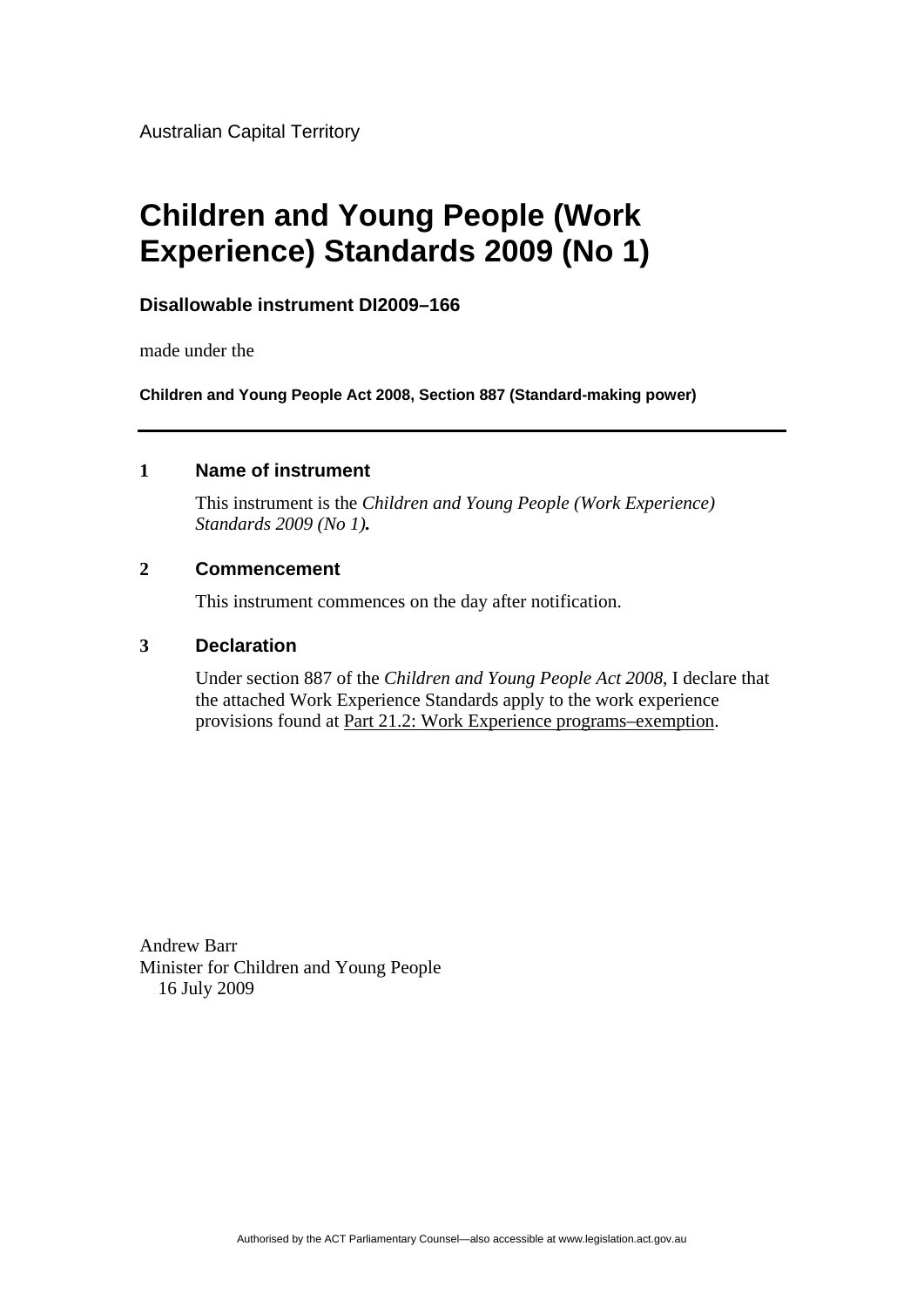Australian Capital Territory

# Children and Young People (Work Experience) Standards 2009 (No 1)

**Disallowable instrument DI2009–166**

made under the

**Children and Young People Act 2008, Section 887 (Standard-making power)**

---

## 1 Name of instrument

This instrument is the *Children and Young People (Work Experience) Standards 2009 (No 1)**.***

## 2 Commencement

This instrument commences on the day after notification.

## 3 Declaration

Under section 887 of the *Children and Young People Act 2008*, I declare that the attached Work Experience Standards apply to the work experience provisions found at Part 21.2: Work Experience programs–exemption.

Andrew Barr
Minister for Children and Young People
16 July 2009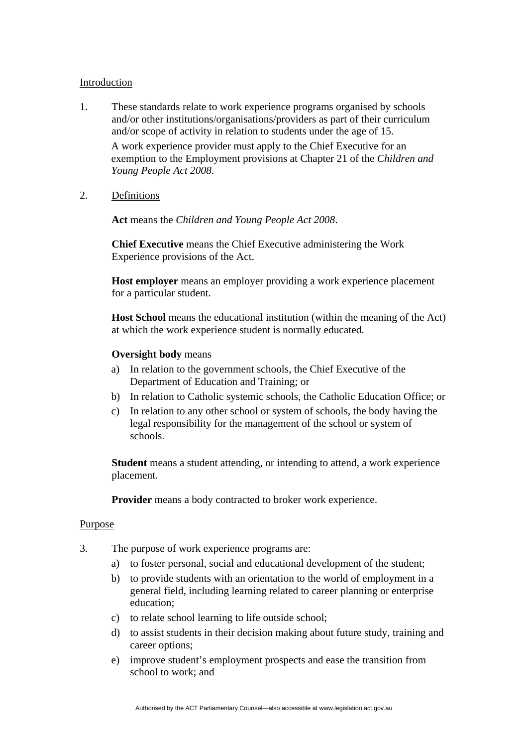Introduction

1. These standards relate to work experience programs organised by schools and/or other institutions/organisations/providers as part of their curriculum and/or scope of activity in relation to students under the age of 15.

   A work experience provider must apply to the Chief Executive for an exemption to the Employment provisions at Chapter 21 of the *Children and Young People Act 2008*.

2. Definitions

   **Act** means the *Children and Young People Act 2008*.

   **Chief Executive** means the Chief Executive administering the Work Experience provisions of the Act.

   **Host employer** means an employer providing a work experience placement for a particular student.

   **Host School** means the educational institution (within the meaning of the Act) at which the work experience student is normally educated.

   **Oversight body** means

   a) In relation to the government schools, the Chief Executive of the Department of Education and Training; or
   b) In relation to Catholic systemic schools, the Catholic Education Office; or
   c) In relation to any other school or system of schools, the body having the legal responsibility for the management of the school or system of schools.

   **Student** means a student attending, or intending to attend, a work experience placement.

   **Provider** means a body contracted to broker work experience.

Purpose

3. The purpose of work experience programs are:
   a) to foster personal, social and educational development of the student;
   b) to provide students with an orientation to the world of employment in a general field, including learning related to career planning or enterprise education;
   c) to relate school learning to life outside school;
   d) to assist students in their decision making about future study, training and career options;
   e) improve student's employment prospects and ease the transition from school to work; and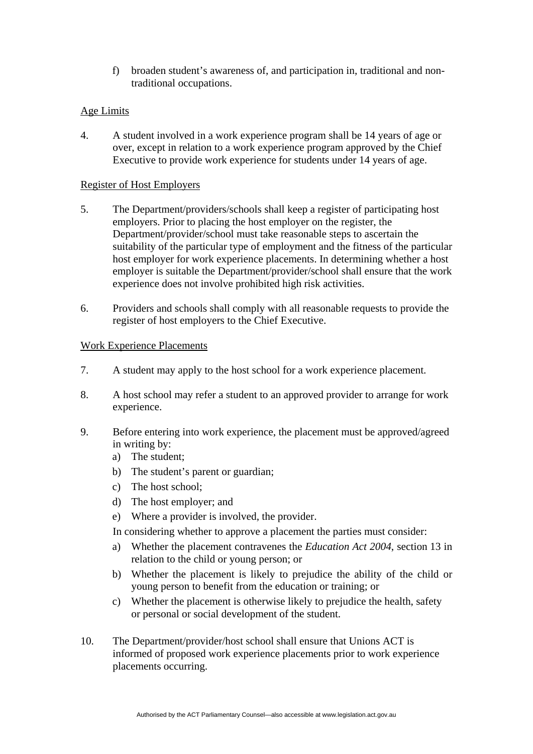f) broaden student's awareness of, and participation in, traditional and non-traditional occupations.

<u>Age Limits</u>

4. A student involved in a work experience program shall be 14 years of age or over, except in relation to a work experience program approved by the Chief Executive to provide work experience for students under 14 years of age.

<u>Register of Host Employers</u>

5. The Department/providers/schools shall keep a register of participating host employers. Prior to placing the host employer on the register, the Department/provider/school must take reasonable steps to ascertain the suitability of the particular type of employment and the fitness of the particular host employer for work experience placements. In determining whether a host employer is suitable the Department/provider/school shall ensure that the work experience does not involve prohibited high risk activities.

6. Providers and schools shall comply with all reasonable requests to provide the register of host employers to the Chief Executive.

<u>Work Experience Placements</u>

7. A student may apply to the host school for a work experience placement.

8. A host school may refer a student to an approved provider to arrange for work experience.

9. Before entering into work experience, the placement must be approved/agreed in writing by:
   a) The student;
   b) The student's parent or guardian;
   c) The host school;
   d) The host employer; and
   e) Where a provider is involved, the provider.

   In considering whether to approve a placement the parties must consider:
   a) Whether the placement contravenes the *Education Act 2004*, section 13 in relation to the child or young person; or
   b) Whether the placement is likely to prejudice the ability of the child or young person to benefit from the education or training; or
   c) Whether the placement is otherwise likely to prejudice the health, safety or personal or social development of the student.

10. The Department/provider/host school shall ensure that Unions ACT is informed of proposed work experience placements prior to work experience placements occurring.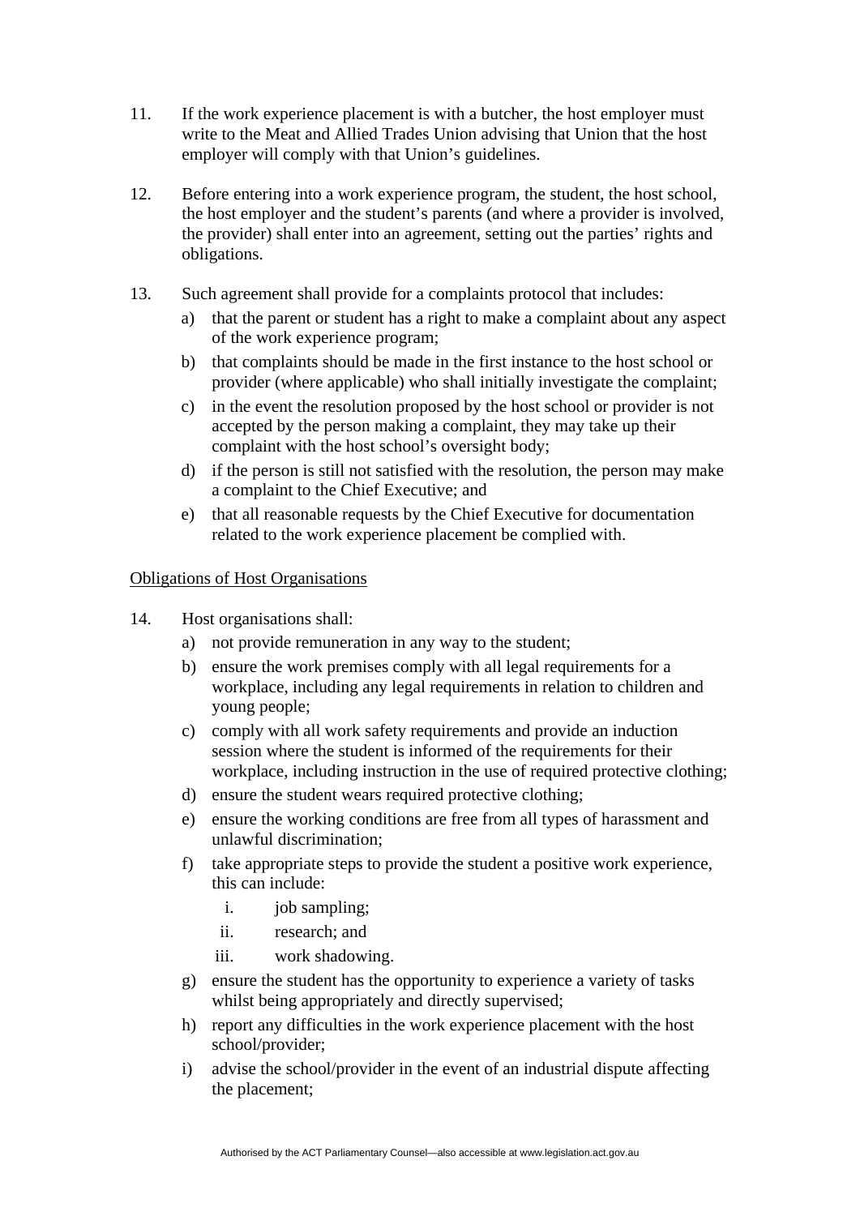11. If the work experience placement is with a butcher, the host employer must write to the Meat and Allied Trades Union advising that Union that the host employer will comply with that Union's guidelines.

12. Before entering into a work experience program, the student, the host school, the host employer and the student's parents (and where a provider is involved, the provider) shall enter into an agreement, setting out the parties' rights and obligations.

13. Such agreement shall provide for a complaints protocol that includes:
    a) that the parent or student has a right to make a complaint about any aspect of the work experience program;
    b) that complaints should be made in the first instance to the host school or provider (where applicable) who shall initially investigate the complaint;
    c) in the event the resolution proposed by the host school or provider is not accepted by the person making a complaint, they may take up their complaint with the host school's oversight body;
    d) if the person is still not satisfied with the resolution, the person may make a complaint to the Chief Executive; and
    e) that all reasonable requests by the Chief Executive for documentation related to the work experience placement be complied with.

<u>Obligations of Host Organisations</u>

14. Host organisations shall:
    a) not provide remuneration in any way to the student;
    b) ensure the work premises comply with all legal requirements for a workplace, including any legal requirements in relation to children and young people;
    c) comply with all work safety requirements and provide an induction session where the student is informed of the requirements for their workplace, including instruction in the use of required protective clothing;
    d) ensure the student wears required protective clothing;
    e) ensure the working conditions are free from all types of harassment and unlawful discrimination;
    f) take appropriate steps to provide the student a positive work experience, this can include:
        i. job sampling;
        ii. research; and
        iii. work shadowing.
    g) ensure the student has the opportunity to experience a variety of tasks whilst being appropriately and directly supervised;
    h) report any difficulties in the work experience placement with the host school/provider;
    i) advise the school/provider in the event of an industrial dispute affecting the placement;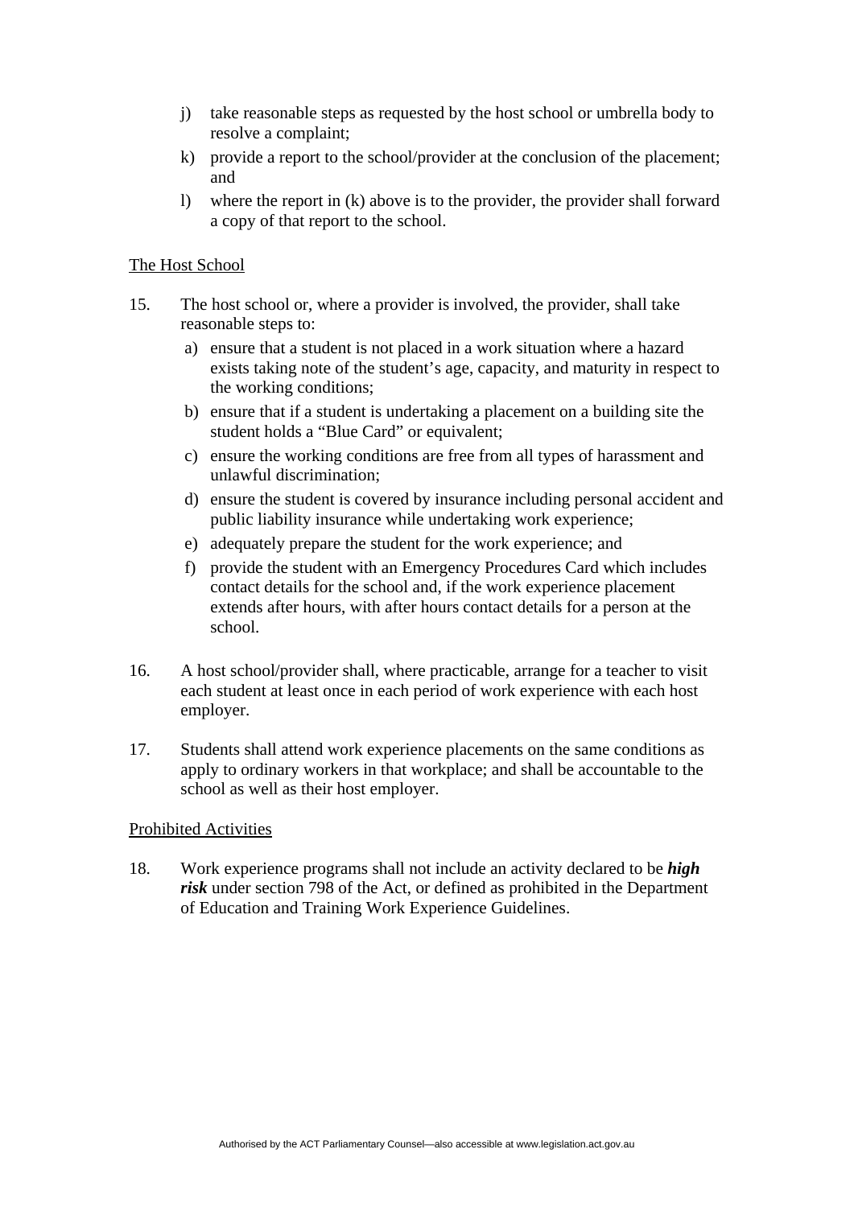j) take reasonable steps as requested by the host school or umbrella body to resolve a complaint;

k) provide a report to the school/provider at the conclusion of the placement; and

l) where the report in (k) above is to the provider, the provider shall forward a copy of that report to the school.

<u>The Host School</u>

15. The host school or, where a provider is involved, the provider, shall take reasonable steps to:

   a) ensure that a student is not placed in a work situation where a hazard exists taking note of the student's age, capacity, and maturity in respect to the working conditions;

   b) ensure that if a student is undertaking a placement on a building site the student holds a "Blue Card" or equivalent;

   c) ensure the working conditions are free from all types of harassment and unlawful discrimination;

   d) ensure the student is covered by insurance including personal accident and public liability insurance while undertaking work experience;

   e) adequately prepare the student for the work experience; and

   f) provide the student with an Emergency Procedures Card which includes contact details for the school and, if the work experience placement extends after hours, with after hours contact details for a person at the school.

16. A host school/provider shall, where practicable, arrange for a teacher to visit each student at least once in each period of work experience with each host employer.

17. Students shall attend work experience placements on the same conditions as apply to ordinary workers in that workplace; and shall be accountable to the school as well as their host employer.

<u>Prohibited Activities</u>

18. Work experience programs shall not include an activity declared to be ***high risk*** under section 798 of the Act, or defined as prohibited in the Department of Education and Training Work Experience Guidelines.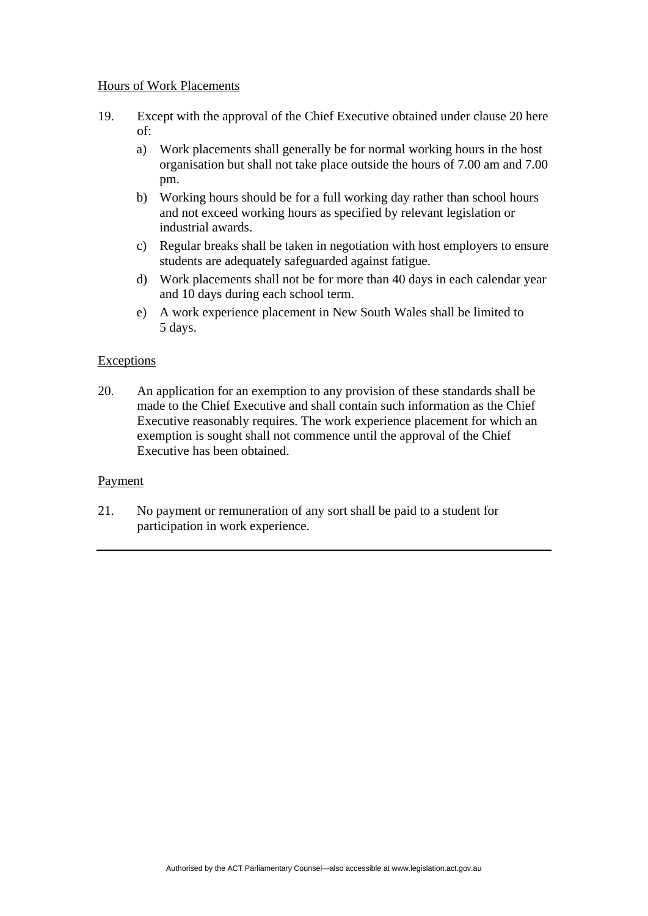Hours of Work Placements

19. Except with the approval of the Chief Executive obtained under clause 20 here of:

   a) Work placements shall generally be for normal working hours in the host organisation but shall not take place outside the hours of 7.00 am and 7.00 pm.

   b) Working hours should be for a full working day rather than school hours and not exceed working hours as specified by relevant legislation or industrial awards.

   c) Regular breaks shall be taken in negotiation with host employers to ensure students are adequately safeguarded against fatigue.

   d) Work placements shall not be for more than 40 days in each calendar year and 10 days during each school term.

   e) A work experience placement in New South Wales shall be limited to 5 days.

Exceptions

20. An application for an exemption to any provision of these standards shall be made to the Chief Executive and shall contain such information as the Chief Executive reasonably requires. The work experience placement for which an exemption is sought shall not commence until the approval of the Chief Executive has been obtained.

Payment

21. No payment or remuneration of any sort shall be paid to a student for participation in work experience.

---